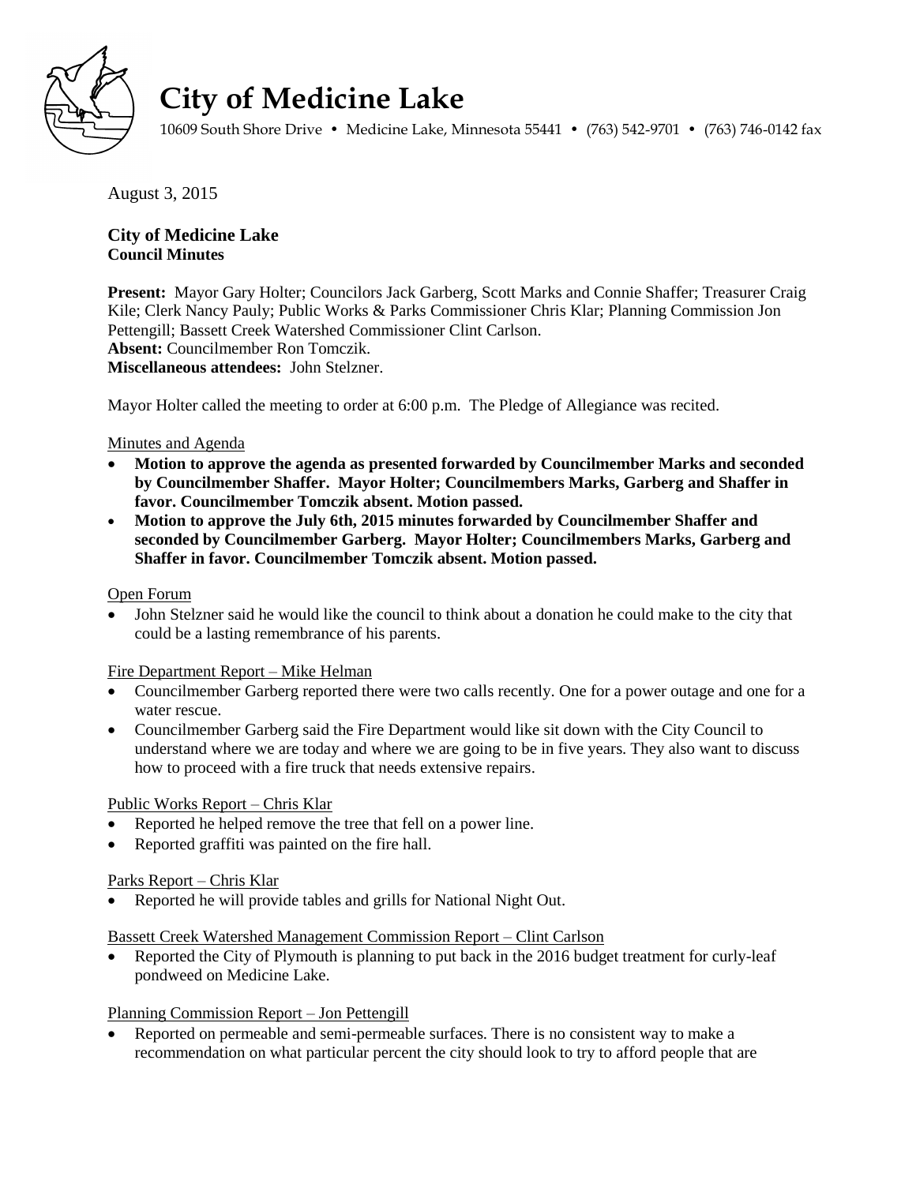# City of Medicine Lake

10609 South Shore Drive • Medicine Lake, Minnesota 55441 • (763) 542-9701 • (763) 746-0142 fax

August 3, 2015

**City of Medicine Lake**
**Council Minutes**

**Present:** Mayor Gary Holter; Councilors Jack Garberg, Scott Marks and Connie Shaffer; Treasurer Craig Kile; Clerk Nancy Pauly; Public Works & Parks Commissioner Chris Klar; Planning Commission Jon Pettengill; Bassett Creek Watershed Commissioner Clint Carlson.
**Absent:** Councilmember Ron Tomczik.
**Miscellaneous attendees:** John Stelzner.

Mayor Holter called the meeting to order at 6:00 p.m. The Pledge of Allegiance was recited.

Minutes and Agenda

- **Motion to approve the agenda as presented forwarded by Councilmember Marks and seconded by Councilmember Shaffer. Mayor Holter; Councilmembers Marks, Garberg and Shaffer in favor. Councilmember Tomczik absent. Motion passed.**
- **Motion to approve the July 6th, 2015 minutes forwarded by Councilmember Shaffer and seconded by Councilmember Garberg. Mayor Holter; Councilmembers Marks, Garberg and Shaffer in favor. Councilmember Tomczik absent. Motion passed.**

Open Forum

- John Stelzner said he would like the council to think about a donation he could make to the city that could be a lasting remembrance of his parents.

Fire Department Report – Mike Helman

- Councilmember Garberg reported there were two calls recently. One for a power outage and one for a water rescue.
- Councilmember Garberg said the Fire Department would like sit down with the City Council to understand where we are today and where we are going to be in five years. They also want to discuss how to proceed with a fire truck that needs extensive repairs.

Public Works Report – Chris Klar

- Reported he helped remove the tree that fell on a power line.
- Reported graffiti was painted on the fire hall.

Parks Report – Chris Klar

- Reported he will provide tables and grills for National Night Out.

Bassett Creek Watershed Management Commission Report – Clint Carlson

- Reported the City of Plymouth is planning to put back in the 2016 budget treatment for curly-leaf pondweed on Medicine Lake.

Planning Commission Report – Jon Pettengill

- Reported on permeable and semi-permeable surfaces. There is no consistent way to make a recommendation on what particular percent the city should look to try to afford people that are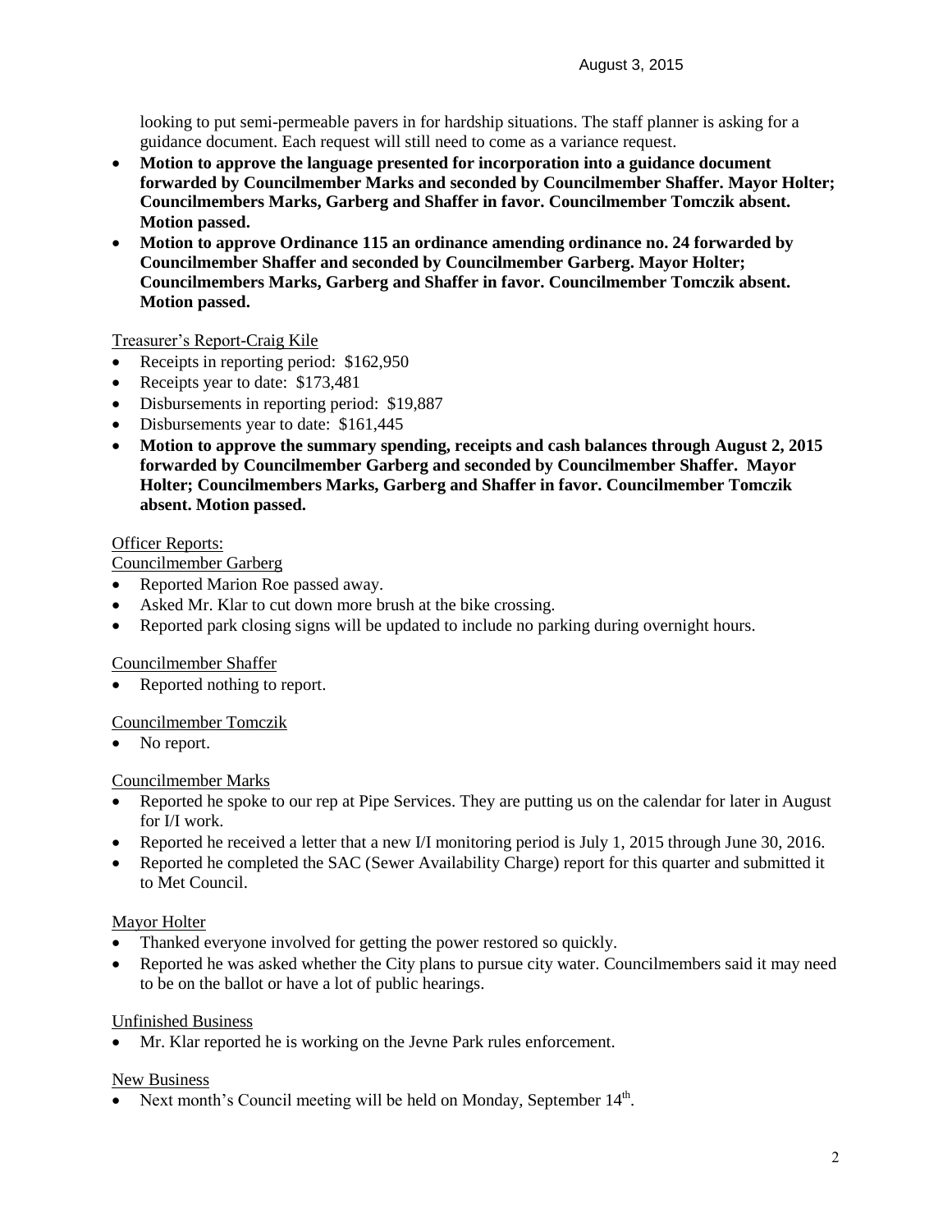looking to put semi-permeable pavers in for hardship situations. The staff planner is asking for a guidance document. Each request will still need to come as a variance request.

- **Motion to approve the language presented for incorporation into a guidance document forwarded by Councilmember Marks and seconded by Councilmember Shaffer. Mayor Holter; Councilmembers Marks, Garberg and Shaffer in favor. Councilmember Tomczik absent. Motion passed.**
- **Motion to approve Ordinance 115 an ordinance amending ordinance no. 24 forwarded by Councilmember Shaffer and seconded by Councilmember Garberg. Mayor Holter; Councilmembers Marks, Garberg and Shaffer in favor. Councilmember Tomczik absent. Motion passed.**

Treasurer's Report-Craig Kile

- Receipts in reporting period: $162,950
- Receipts year to date: $173,481
- Disbursements in reporting period: $19,887
- Disbursements year to date: $161,445
- **Motion to approve the summary spending, receipts and cash balances through August 2, 2015 forwarded by Councilmember Garberg and seconded by Councilmember Shaffer. Mayor Holter; Councilmembers Marks, Garberg and Shaffer in favor. Councilmember Tomczik absent. Motion passed.**

Officer Reports:

Councilmember Garberg

- Reported Marion Roe passed away.
- Asked Mr. Klar to cut down more brush at the bike crossing.
- Reported park closing signs will be updated to include no parking during overnight hours.

Councilmember Shaffer

- Reported nothing to report.

Councilmember Tomczik

- No report.

Councilmember Marks

- Reported he spoke to our rep at Pipe Services. They are putting us on the calendar for later in August for I/I work.
- Reported he received a letter that a new I/I monitoring period is July 1, 2015 through June 30, 2016.
- Reported he completed the SAC (Sewer Availability Charge) report for this quarter and submitted it to Met Council.

Mayor Holter

- Thanked everyone involved for getting the power restored so quickly.
- Reported he was asked whether the City plans to pursue city water. Councilmembers said it may need to be on the ballot or have a lot of public hearings.

Unfinished Business

- Mr. Klar reported he is working on the Jevne Park rules enforcement.

New Business

- Next month's Council meeting will be held on Monday, September 14th.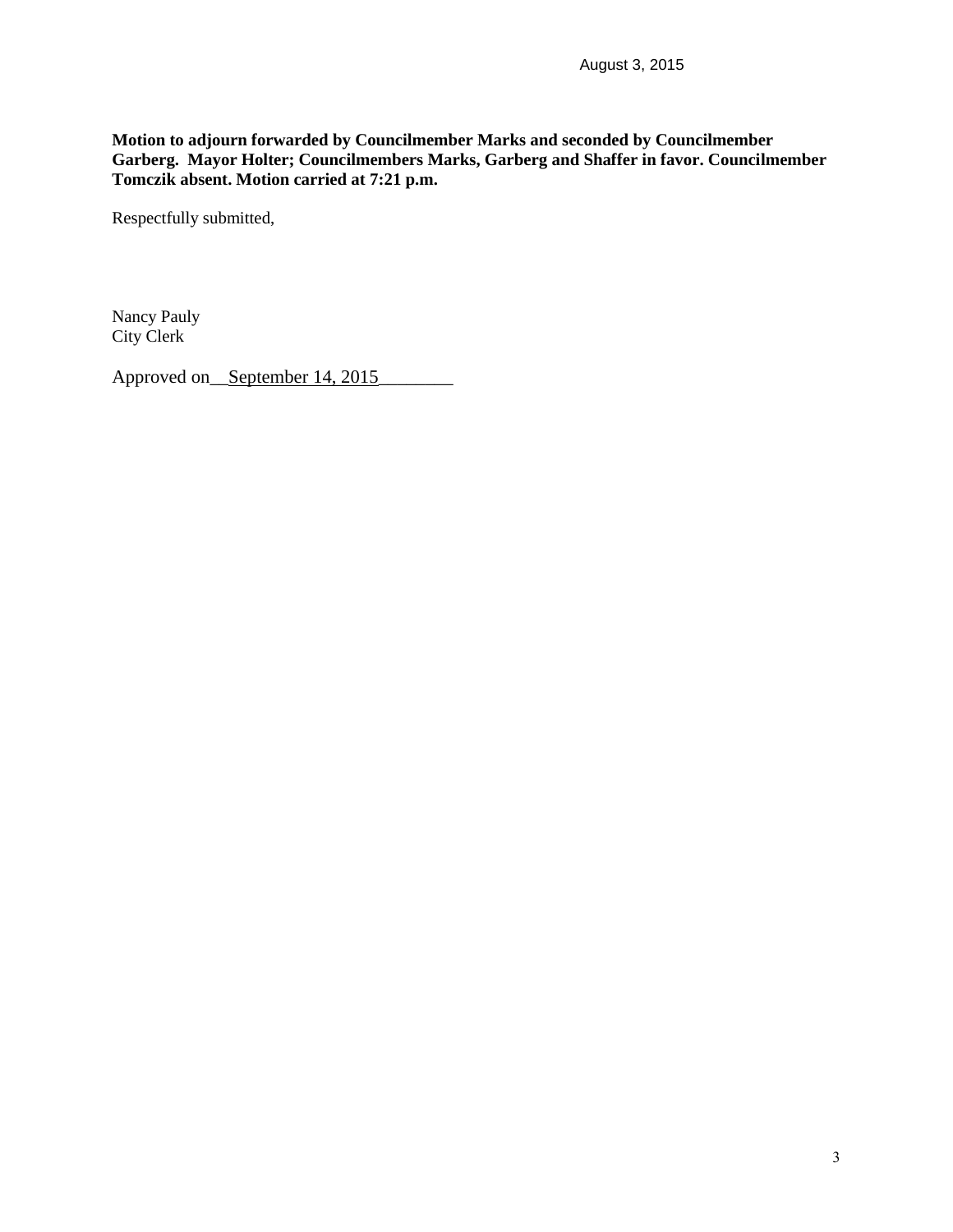**Motion to adjourn forwarded by Councilmember Marks and seconded by Councilmember Garberg. Mayor Holter; Councilmembers Marks, Garberg and Shaffer in favor. Councilmember Tomczik absent. Motion carried at 7:21 p.m.**

Respectfully submitted,

Nancy Pauly
City Clerk

Approved on__September 14, 2015________